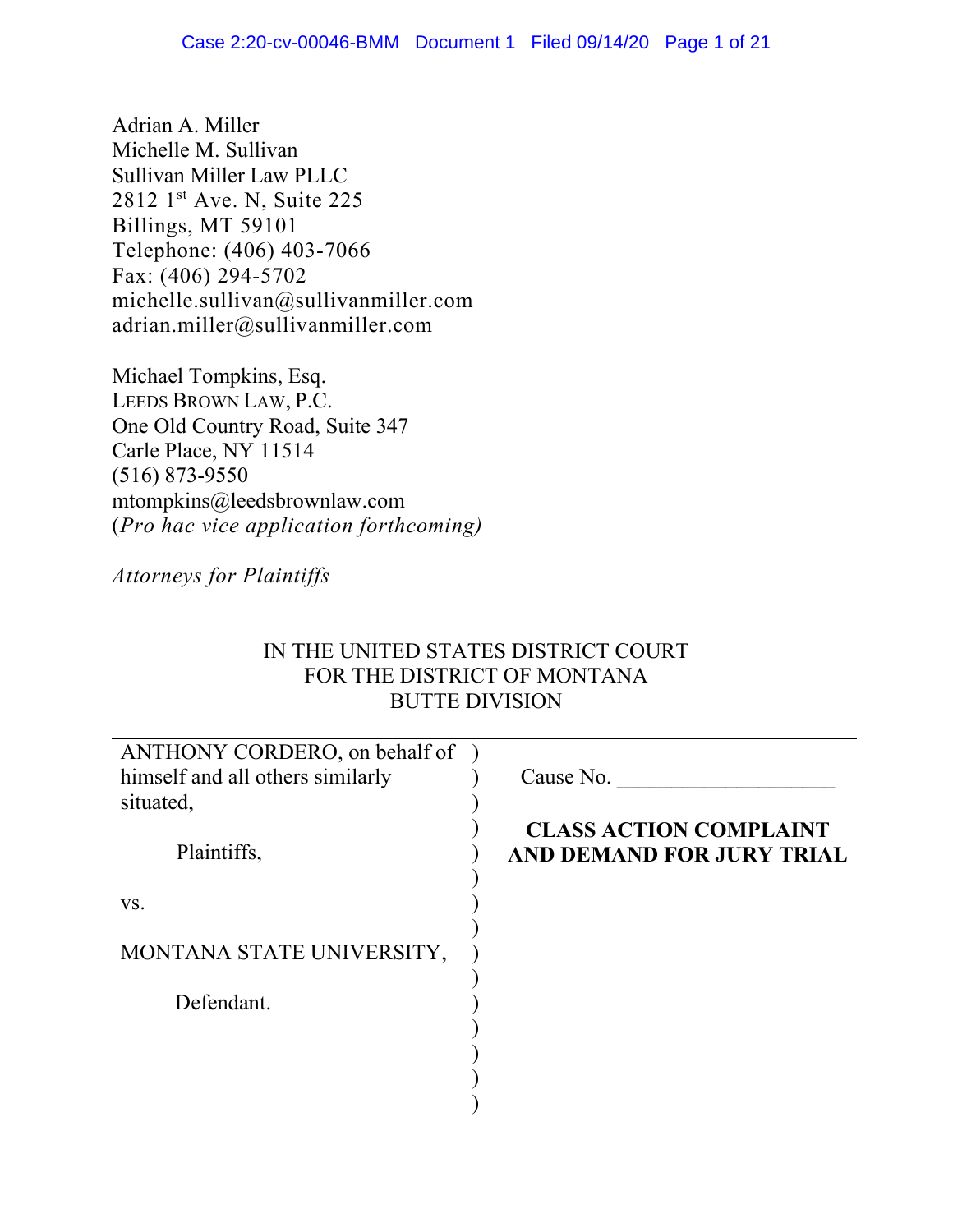Adrian A. Miller
Michelle M. Sullivan
Sullivan Miller Law PLLC
2812 1st Ave. N, Suite 225
Billings, MT 59101
Telephone: (406) 403-7066
Fax: (406) 294-5702
michelle.sullivan@sullivanmiller.com
adrian.miller@sullivanmiller.com

Michael Tompkins, Esq.
LEEDS BROWN LAW, P.C.
One Old Country Road, Suite 347
Carle Place, NY 11514
(516) 873-9550
mtompkins@leedsbrownlaw.com
(*Pro hac vice application forthcoming)*

*Attorneys for Plaintiffs*

IN THE UNITED STATES DISTRICT COURT
FOR THE DISTRICT OF MONTANA
BUTTE DIVISION

| | |
|---|---|
| ANTHONY CORDERO, on behalf of himself and all others similarly situated,<br><br>Plaintiffs,<br><br>vs.<br><br>MONTANA STATE UNIVERSITY,<br><br>Defendant. | Cause No. ____________________<br><br>**CLASS ACTION COMPLAINT AND DEMAND FOR JURY TRIAL** |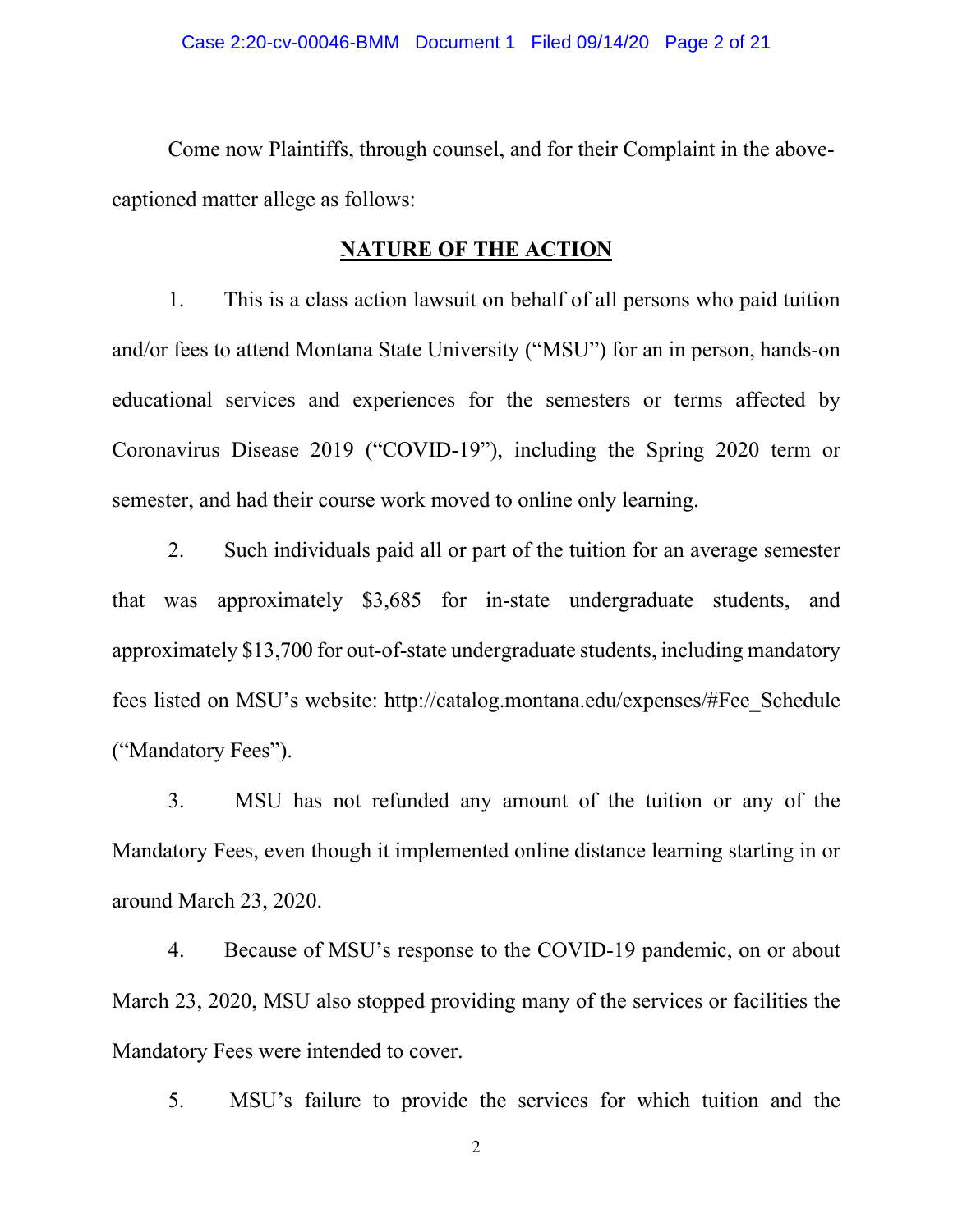Come now Plaintiffs, through counsel, and for their Complaint in the above-captioned matter allege as follows:

## NATURE OF THE ACTION

1. This is a class action lawsuit on behalf of all persons who paid tuition and/or fees to attend Montana State University ("MSU") for an in person, hands-on educational services and experiences for the semesters or terms affected by Coronavirus Disease 2019 ("COVID-19"), including the Spring 2020 term or semester, and had their course work moved to online only learning.

2. Such individuals paid all or part of the tuition for an average semester that was approximately $3,685 for in-state undergraduate students, and approximately $13,700 for out-of-state undergraduate students, including mandatory fees listed on MSU's website: http://catalog.montana.edu/expenses/#Fee_Schedule ("Mandatory Fees").

3. MSU has not refunded any amount of the tuition or any of the Mandatory Fees, even though it implemented online distance learning starting in or around March 23, 2020.

4. Because of MSU's response to the COVID-19 pandemic, on or about March 23, 2020, MSU also stopped providing many of the services or facilities the Mandatory Fees were intended to cover.

5. MSU's failure to provide the services for which tuition and the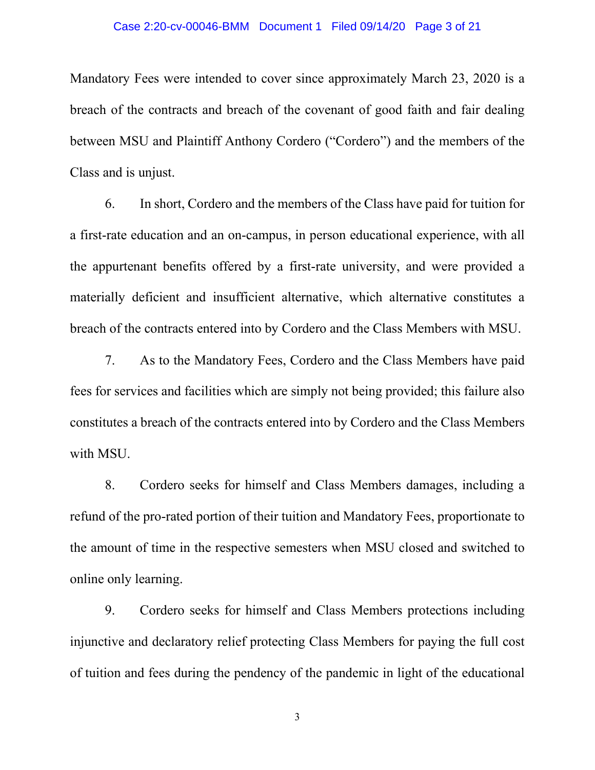Mandatory Fees were intended to cover since approximately March 23, 2020 is a breach of the contracts and breach of the covenant of good faith and fair dealing between MSU and Plaintiff Anthony Cordero ("Cordero") and the members of the Class and is unjust.

6. In short, Cordero and the members of the Class have paid for tuition for a first-rate education and an on-campus, in person educational experience, with all the appurtenant benefits offered by a first-rate university, and were provided a materially deficient and insufficient alternative, which alternative constitutes a breach of the contracts entered into by Cordero and the Class Members with MSU.

7. As to the Mandatory Fees, Cordero and the Class Members have paid fees for services and facilities which are simply not being provided; this failure also constitutes a breach of the contracts entered into by Cordero and the Class Members with MSU.

8. Cordero seeks for himself and Class Members damages, including a refund of the pro-rated portion of their tuition and Mandatory Fees, proportionate to the amount of time in the respective semesters when MSU closed and switched to online only learning.

9. Cordero seeks for himself and Class Members protections including injunctive and declaratory relief protecting Class Members for paying the full cost of tuition and fees during the pendency of the pandemic in light of the educational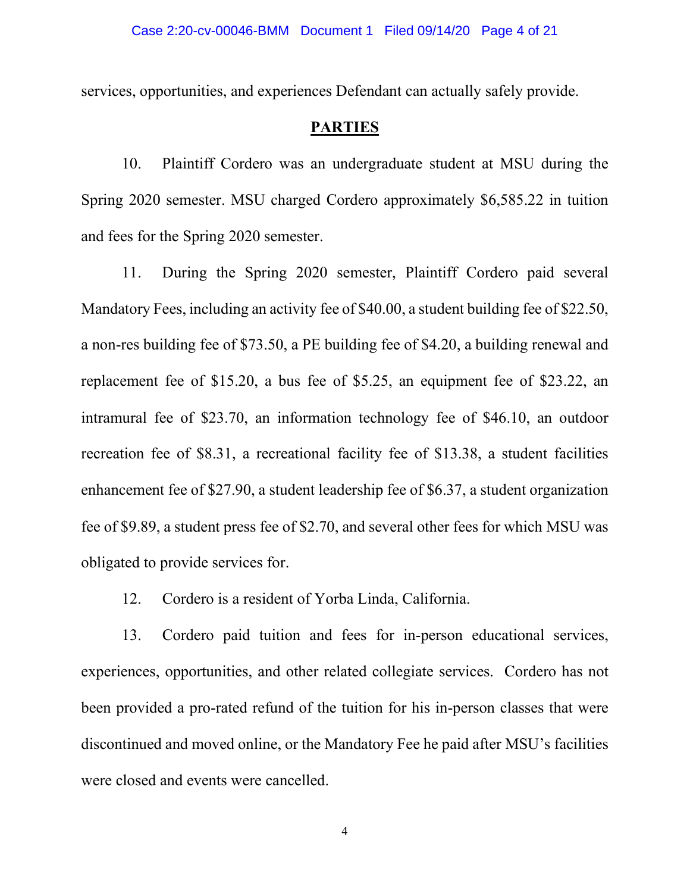services, opportunities, and experiences Defendant can actually safely provide.

## PARTIES

10. Plaintiff Cordero was an undergraduate student at MSU during the Spring 2020 semester. MSU charged Cordero approximately $6,585.22 in tuition and fees for the Spring 2020 semester.

11. During the Spring 2020 semester, Plaintiff Cordero paid several Mandatory Fees, including an activity fee of $40.00, a student building fee of $22.50, a non-res building fee of $73.50, a PE building fee of $4.20, a building renewal and replacement fee of $15.20, a bus fee of $5.25, an equipment fee of $23.22, an intramural fee of $23.70, an information technology fee of $46.10, an outdoor recreation fee of $8.31, a recreational facility fee of $13.38, a student facilities enhancement fee of $27.90, a student leadership fee of $6.37, a student organization fee of $9.89, a student press fee of $2.70, and several other fees for which MSU was obligated to provide services for.

12. Cordero is a resident of Yorba Linda, California.

13. Cordero paid tuition and fees for in-person educational services, experiences, opportunities, and other related collegiate services. Cordero has not been provided a pro-rated refund of the tuition for his in-person classes that were discontinued and moved online, or the Mandatory Fee he paid after MSU's facilities were closed and events were cancelled.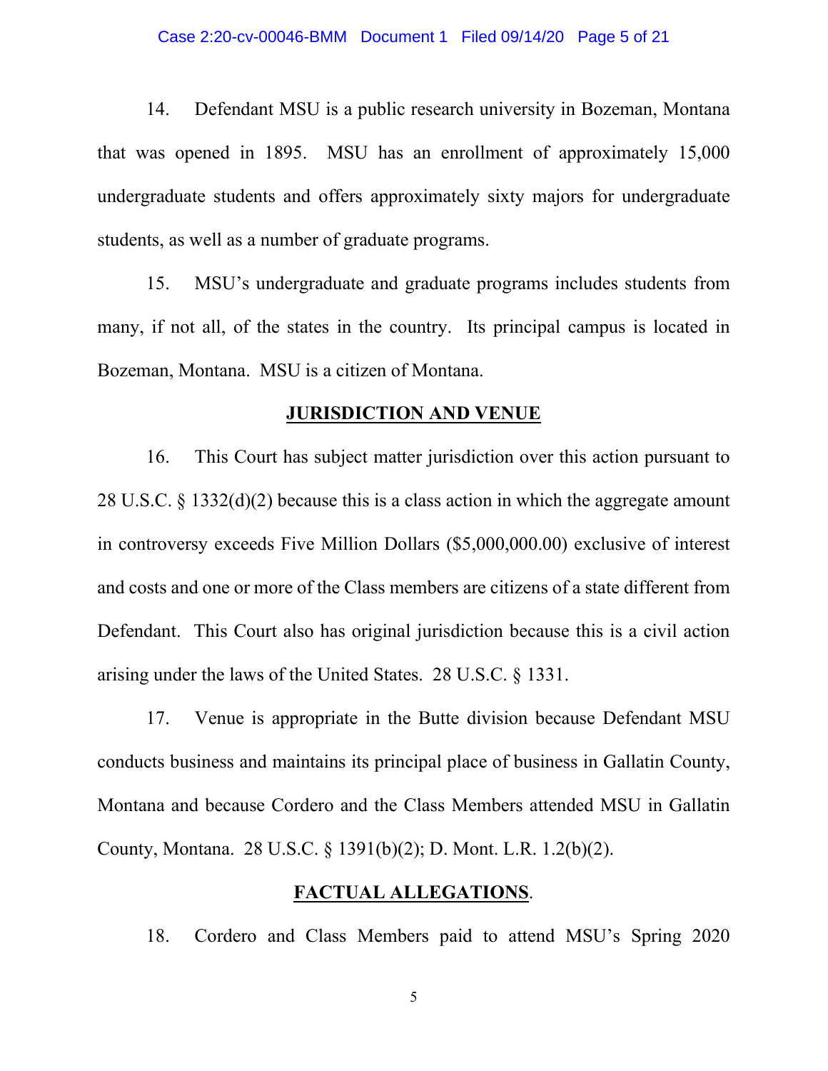14. Defendant MSU is a public research university in Bozeman, Montana that was opened in 1895. MSU has an enrollment of approximately 15,000 undergraduate students and offers approximately sixty majors for undergraduate students, as well as a number of graduate programs.

15. MSU's undergraduate and graduate programs includes students from many, if not all, of the states in the country. Its principal campus is located in Bozeman, Montana. MSU is a citizen of Montana.

## JURISDICTION AND VENUE

16. This Court has subject matter jurisdiction over this action pursuant to 28 U.S.C. § 1332(d)(2) because this is a class action in which the aggregate amount in controversy exceeds Five Million Dollars ($5,000,000.00) exclusive of interest and costs and one or more of the Class members are citizens of a state different from Defendant. This Court also has original jurisdiction because this is a civil action arising under the laws of the United States. 28 U.S.C. § 1331.

17. Venue is appropriate in the Butte division because Defendant MSU conducts business and maintains its principal place of business in Gallatin County, Montana and because Cordero and the Class Members attended MSU in Gallatin County, Montana. 28 U.S.C. § 1391(b)(2); D. Mont. L.R. 1.2(b)(2).

## FACTUAL ALLEGATIONS.

18. Cordero and Class Members paid to attend MSU's Spring 2020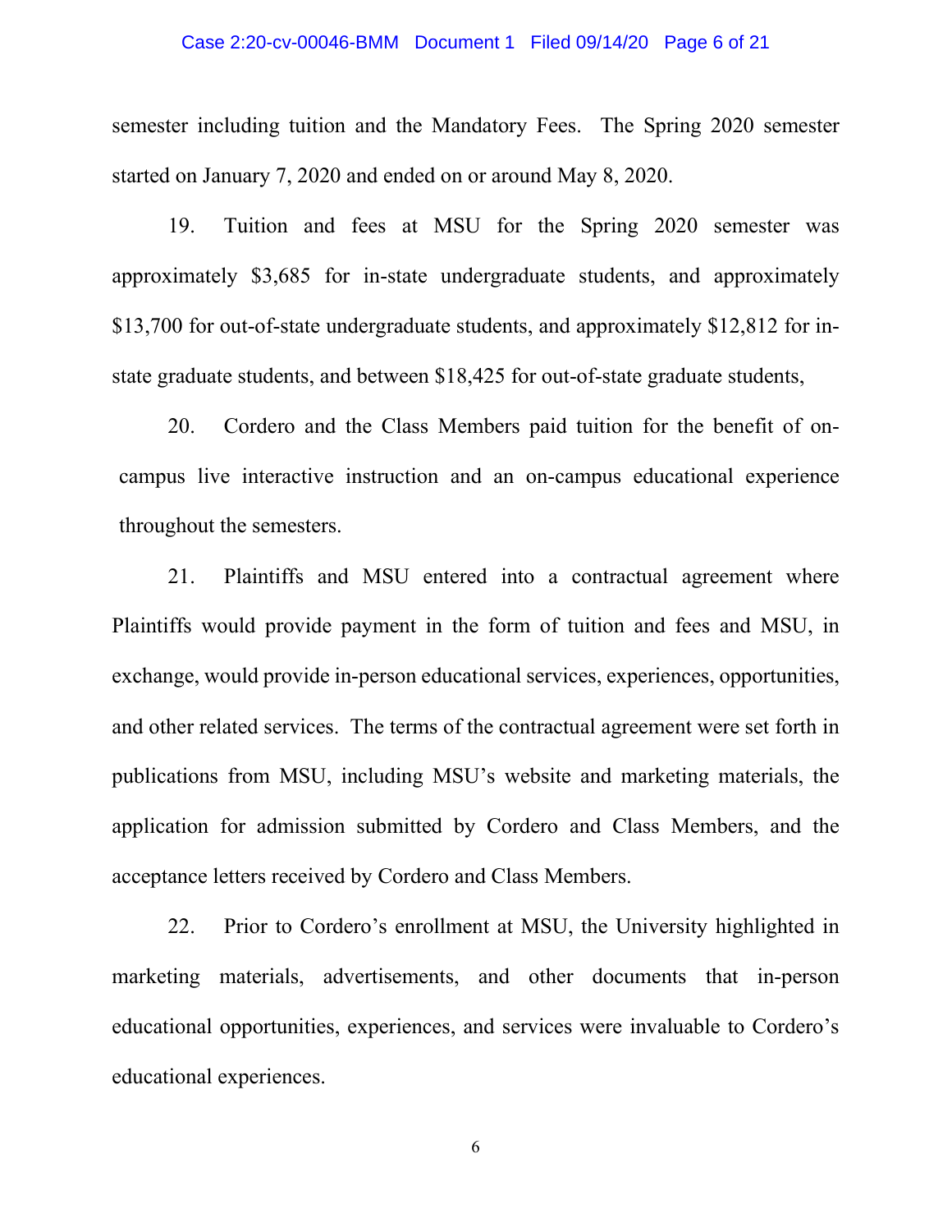semester including tuition and the Mandatory Fees. The Spring 2020 semester started on January 7, 2020 and ended on or around May 8, 2020.

19. Tuition and fees at MSU for the Spring 2020 semester was approximately $3,685 for in-state undergraduate students, and approximately $13,700 for out-of-state undergraduate students, and approximately $12,812 for in-state graduate students, and between $18,425 for out-of-state graduate students,

20. Cordero and the Class Members paid tuition for the benefit of on-campus live interactive instruction and an on-campus educational experience throughout the semesters.

21. Plaintiffs and MSU entered into a contractual agreement where Plaintiffs would provide payment in the form of tuition and fees and MSU, in exchange, would provide in-person educational services, experiences, opportunities, and other related services. The terms of the contractual agreement were set forth in publications from MSU, including MSU's website and marketing materials, the application for admission submitted by Cordero and Class Members, and the acceptance letters received by Cordero and Class Members.

22. Prior to Cordero's enrollment at MSU, the University highlighted in marketing materials, advertisements, and other documents that in-person educational opportunities, experiences, and services were invaluable to Cordero's educational experiences.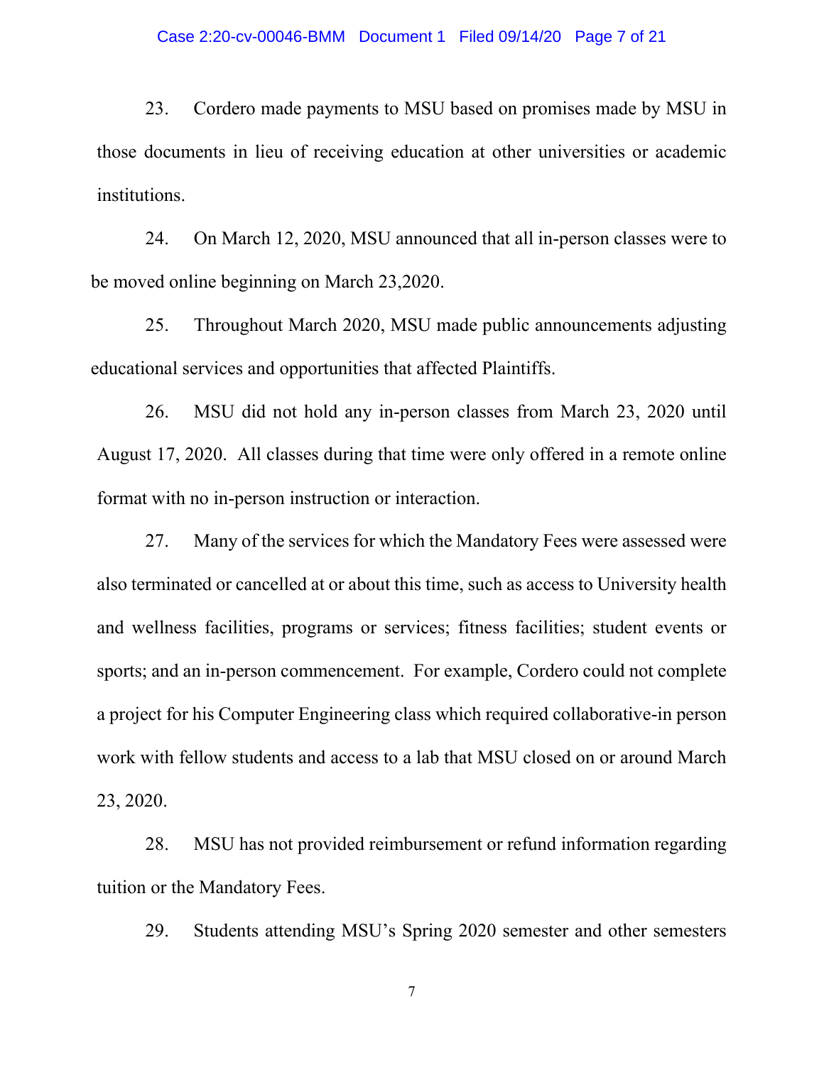23. Cordero made payments to MSU based on promises made by MSU in those documents in lieu of receiving education at other universities or academic institutions.

24. On March 12, 2020, MSU announced that all in-person classes were to be moved online beginning on March 23,2020.

25. Throughout March 2020, MSU made public announcements adjusting educational services and opportunities that affected Plaintiffs.

26. MSU did not hold any in-person classes from March 23, 2020 until August 17, 2020. All classes during that time were only offered in a remote online format with no in-person instruction or interaction.

27. Many of the services for which the Mandatory Fees were assessed were also terminated or cancelled at or about this time, such as access to University health and wellness facilities, programs or services; fitness facilities; student events or sports; and an in-person commencement. For example, Cordero could not complete a project for his Computer Engineering class which required collaborative-in person work with fellow students and access to a lab that MSU closed on or around March 23, 2020.

28. MSU has not provided reimbursement or refund information regarding tuition or the Mandatory Fees.

29. Students attending MSU's Spring 2020 semester and other semesters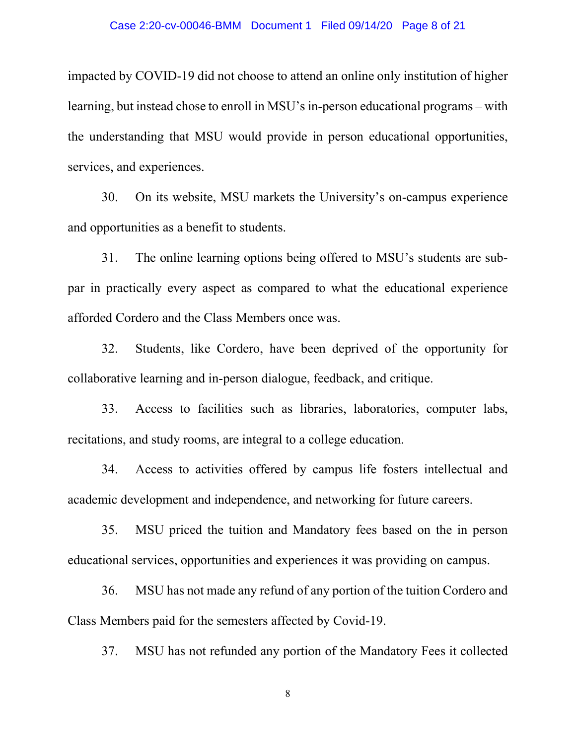impacted by COVID-19 did not choose to attend an online only institution of higher learning, but instead chose to enroll in MSU's in-person educational programs – with the understanding that MSU would provide in person educational opportunities, services, and experiences.

30. On its website, MSU markets the University's on-campus experience and opportunities as a benefit to students.

31. The online learning options being offered to MSU's students are sub-par in practically every aspect as compared to what the educational experience afforded Cordero and the Class Members once was.

32. Students, like Cordero, have been deprived of the opportunity for collaborative learning and in-person dialogue, feedback, and critique.

33. Access to facilities such as libraries, laboratories, computer labs, recitations, and study rooms, are integral to a college education.

34. Access to activities offered by campus life fosters intellectual and academic development and independence, and networking for future careers.

35. MSU priced the tuition and Mandatory fees based on the in person educational services, opportunities and experiences it was providing on campus.

36. MSU has not made any refund of any portion of the tuition Cordero and Class Members paid for the semesters affected by Covid-19.

37. MSU has not refunded any portion of the Mandatory Fees it collected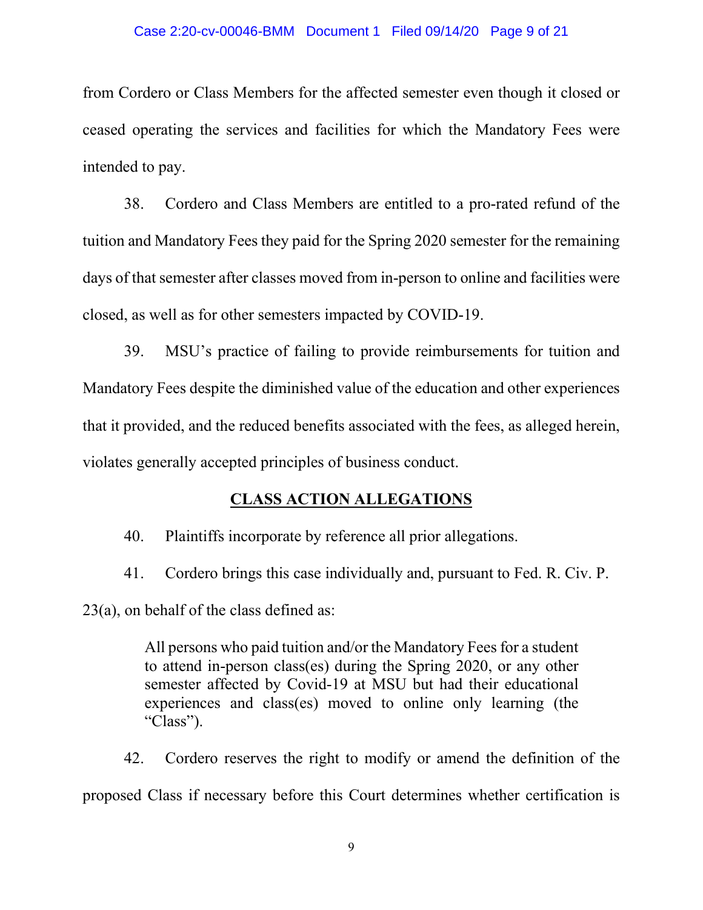from Cordero or Class Members for the affected semester even though it closed or ceased operating the services and facilities for which the Mandatory Fees were intended to pay.

38. Cordero and Class Members are entitled to a pro-rated refund of the tuition and Mandatory Fees they paid for the Spring 2020 semester for the remaining days of that semester after classes moved from in-person to online and facilities were closed, as well as for other semesters impacted by COVID-19.

39. MSU's practice of failing to provide reimbursements for tuition and Mandatory Fees despite the diminished value of the education and other experiences that it provided, and the reduced benefits associated with the fees, as alleged herein, violates generally accepted principles of business conduct.

## CLASS ACTION ALLEGATIONS

40. Plaintiffs incorporate by reference all prior allegations.

41. Cordero brings this case individually and, pursuant to Fed. R. Civ. P. 23(a), on behalf of the class defined as:

> All persons who paid tuition and/or the Mandatory Fees for a student to attend in-person class(es) during the Spring 2020, or any other semester affected by Covid-19 at MSU but had their educational experiences and class(es) moved to online only learning (the "Class").

42. Cordero reserves the right to modify or amend the definition of the proposed Class if necessary before this Court determines whether certification is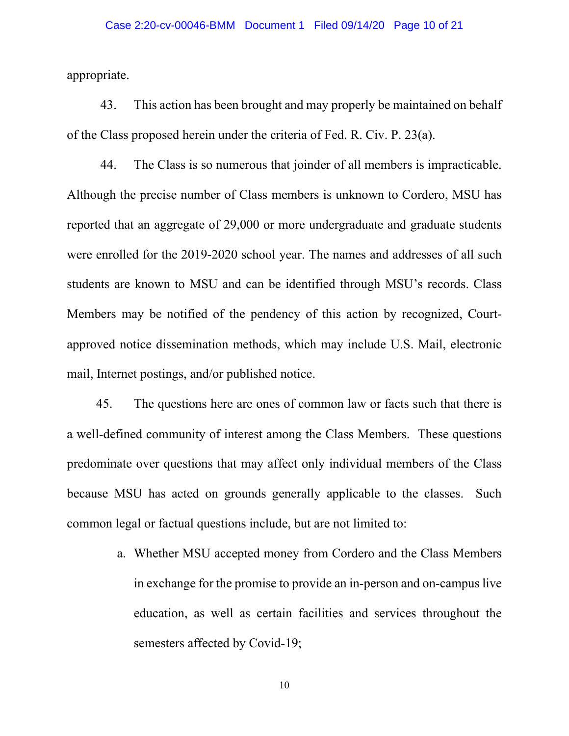appropriate.

43. This action has been brought and may properly be maintained on behalf of the Class proposed herein under the criteria of Fed. R. Civ. P. 23(a).

44. The Class is so numerous that joinder of all members is impracticable. Although the precise number of Class members is unknown to Cordero, MSU has reported that an aggregate of 29,000 or more undergraduate and graduate students were enrolled for the 2019-2020 school year. The names and addresses of all such students are known to MSU and can be identified through MSU's records. Class Members may be notified of the pendency of this action by recognized, Court-approved notice dissemination methods, which may include U.S. Mail, electronic mail, Internet postings, and/or published notice.

45. The questions here are ones of common law or facts such that there is a well-defined community of interest among the Class Members. These questions predominate over questions that may affect only individual members of the Class because MSU has acted on grounds generally applicable to the classes. Such common legal or factual questions include, but are not limited to:

a. Whether MSU accepted money from Cordero and the Class Members in exchange for the promise to provide an in-person and on-campus live education, as well as certain facilities and services throughout the semesters affected by Covid-19;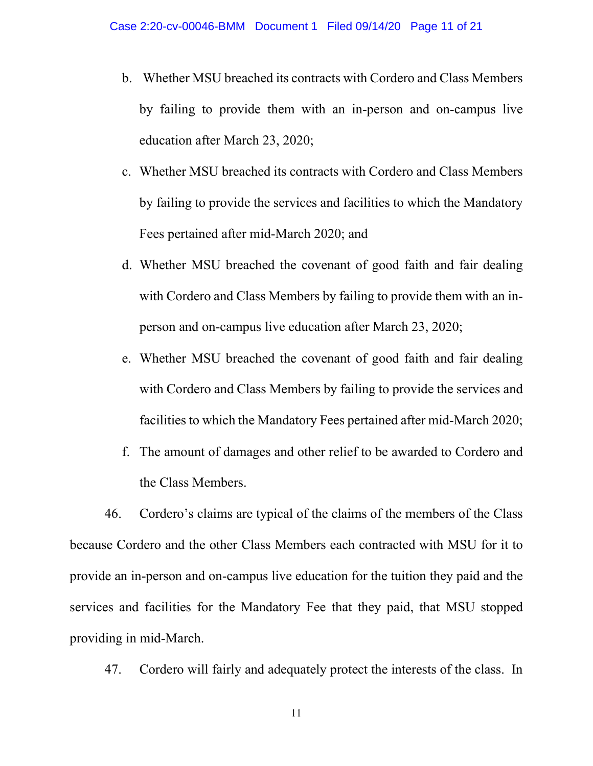b. Whether MSU breached its contracts with Cordero and Class Members by failing to provide them with an in-person and on-campus live education after March 23, 2020;

c. Whether MSU breached its contracts with Cordero and Class Members by failing to provide the services and facilities to which the Mandatory Fees pertained after mid-March 2020; and

d. Whether MSU breached the covenant of good faith and fair dealing with Cordero and Class Members by failing to provide them with an in-person and on-campus live education after March 23, 2020;

e. Whether MSU breached the covenant of good faith and fair dealing with Cordero and Class Members by failing to provide the services and facilities to which the Mandatory Fees pertained after mid-March 2020;

f. The amount of damages and other relief to be awarded to Cordero and the Class Members.

46. Cordero's claims are typical of the claims of the members of the Class because Cordero and the other Class Members each contracted with MSU for it to provide an in-person and on-campus live education for the tuition they paid and the services and facilities for the Mandatory Fee that they paid, that MSU stopped providing in mid-March.

47. Cordero will fairly and adequately protect the interests of the class. In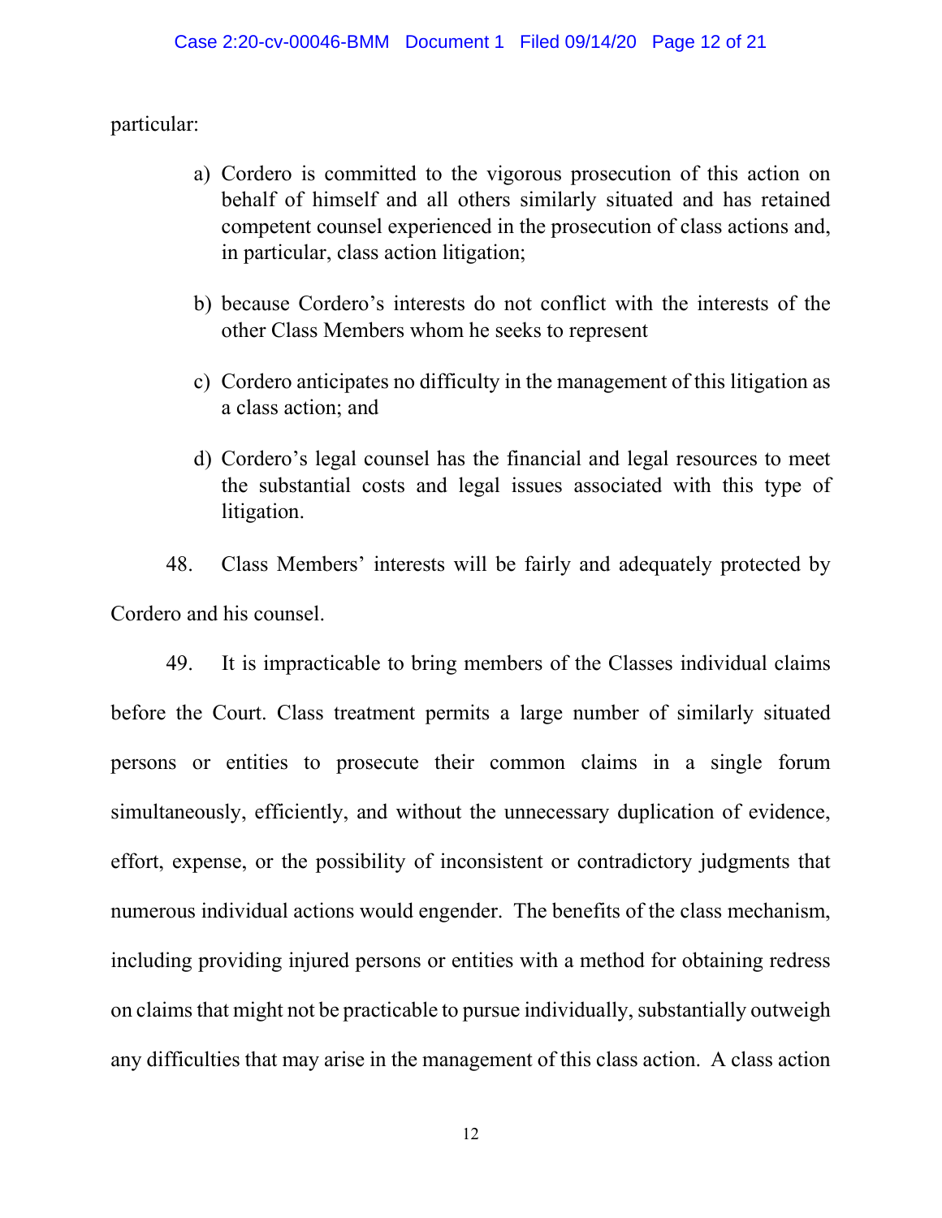particular:

a) Cordero is committed to the vigorous prosecution of this action on behalf of himself and all others similarly situated and has retained competent counsel experienced in the prosecution of class actions and, in particular, class action litigation;

b) because Cordero's interests do not conflict with the interests of the other Class Members whom he seeks to represent

c) Cordero anticipates no difficulty in the management of this litigation as a class action; and

d) Cordero's legal counsel has the financial and legal resources to meet the substantial costs and legal issues associated with this type of litigation.

48. Class Members' interests will be fairly and adequately protected by Cordero and his counsel.

49. It is impracticable to bring members of the Classes individual claims before the Court. Class treatment permits a large number of similarly situated persons or entities to prosecute their common claims in a single forum simultaneously, efficiently, and without the unnecessary duplication of evidence, effort, expense, or the possibility of inconsistent or contradictory judgments that numerous individual actions would engender. The benefits of the class mechanism, including providing injured persons or entities with a method for obtaining redress on claims that might not be practicable to pursue individually, substantially outweigh any difficulties that may arise in the management of this class action. A class action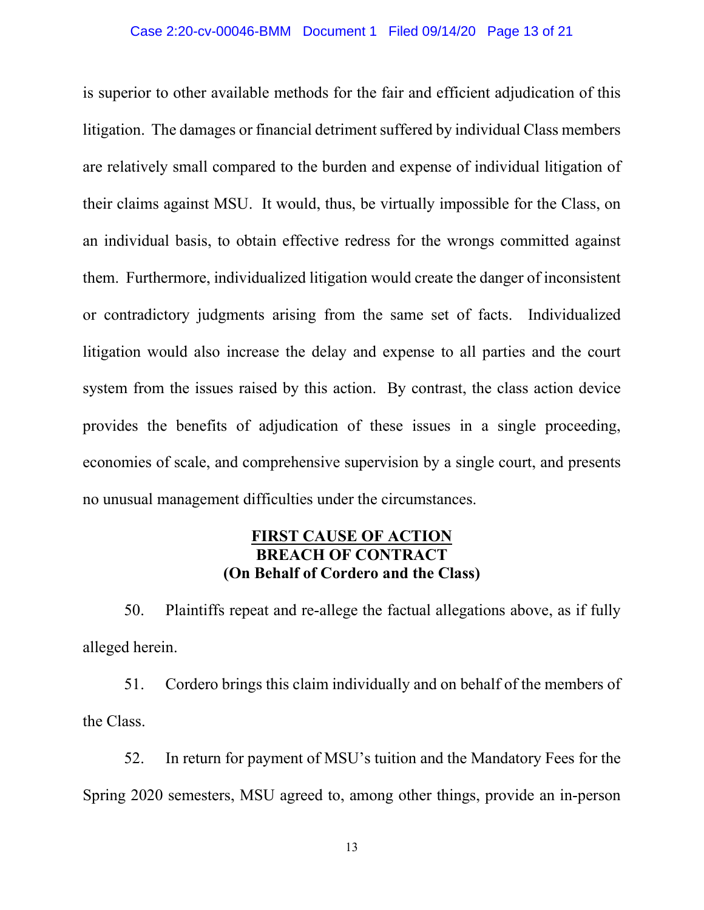is superior to other available methods for the fair and efficient adjudication of this litigation. The damages or financial detriment suffered by individual Class members are relatively small compared to the burden and expense of individual litigation of their claims against MSU. It would, thus, be virtually impossible for the Class, on an individual basis, to obtain effective redress for the wrongs committed against them. Furthermore, individualized litigation would create the danger of inconsistent or contradictory judgments arising from the same set of facts. Individualized litigation would also increase the delay and expense to all parties and the court system from the issues raised by this action. By contrast, the class action device provides the benefits of adjudication of these issues in a single proceeding, economies of scale, and comprehensive supervision by a single court, and presents no unusual management difficulties under the circumstances.

**FIRST CAUSE OF ACTION**
**BREACH OF CONTRACT**
**(On Behalf of Cordero and the Class)**

50. Plaintiffs repeat and re-allege the factual allegations above, as if fully alleged herein.

51. Cordero brings this claim individually and on behalf of the members of the Class.

52. In return for payment of MSU's tuition and the Mandatory Fees for the Spring 2020 semesters, MSU agreed to, among other things, provide an in-person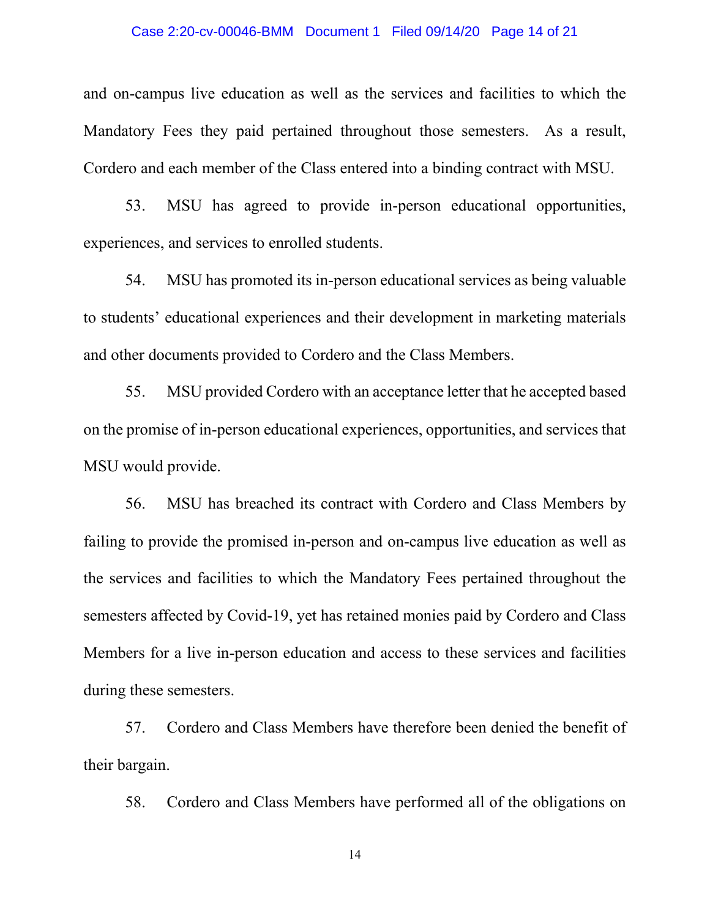and on-campus live education as well as the services and facilities to which the Mandatory Fees they paid pertained throughout those semesters. As a result, Cordero and each member of the Class entered into a binding contract with MSU.

53. MSU has agreed to provide in-person educational opportunities, experiences, and services to enrolled students.

54. MSU has promoted its in-person educational services as being valuable to students' educational experiences and their development in marketing materials and other documents provided to Cordero and the Class Members.

55. MSU provided Cordero with an acceptance letter that he accepted based on the promise of in-person educational experiences, opportunities, and services that MSU would provide.

56. MSU has breached its contract with Cordero and Class Members by failing to provide the promised in-person and on-campus live education as well as the services and facilities to which the Mandatory Fees pertained throughout the semesters affected by Covid-19, yet has retained monies paid by Cordero and Class Members for a live in-person education and access to these services and facilities during these semesters.

57. Cordero and Class Members have therefore been denied the benefit of their bargain.

58. Cordero and Class Members have performed all of the obligations on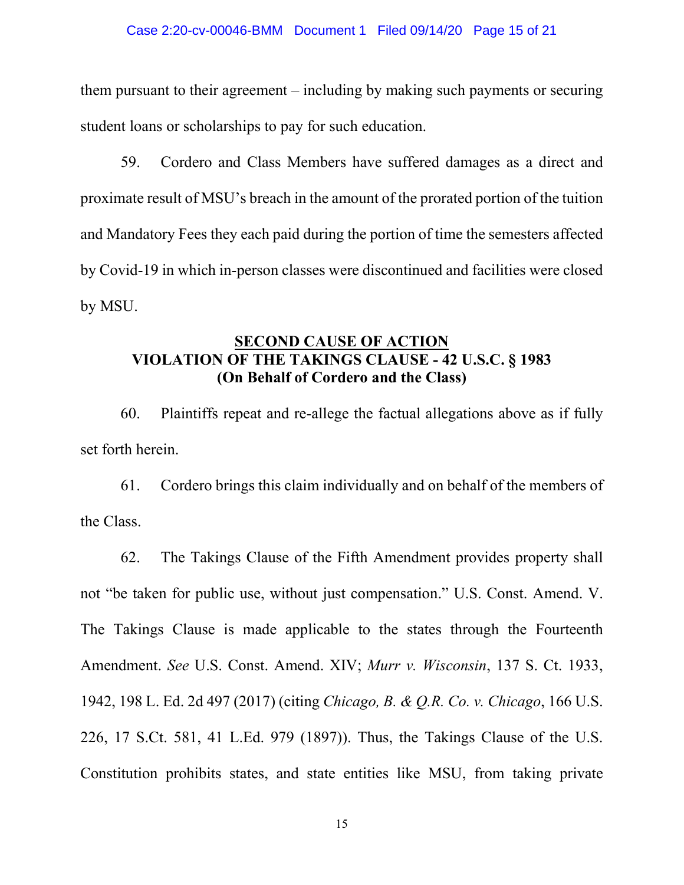them pursuant to their agreement – including by making such payments or securing student loans or scholarships to pay for such education.

59. Cordero and Class Members have suffered damages as a direct and proximate result of MSU's breach in the amount of the prorated portion of the tuition and Mandatory Fees they each paid during the portion of time the semesters affected by Covid-19 in which in-person classes were discontinued and facilities were closed by MSU.

## SECOND CAUSE OF ACTION
## VIOLATION OF THE TAKINGS CLAUSE - 42 U.S.C. § 1983
## (On Behalf of Cordero and the Class)

60. Plaintiffs repeat and re-allege the factual allegations above as if fully set forth herein.

61. Cordero brings this claim individually and on behalf of the members of the Class.

62. The Takings Clause of the Fifth Amendment provides property shall not "be taken for public use, without just compensation." U.S. Const. Amend. V. The Takings Clause is made applicable to the states through the Fourteenth Amendment. *See* U.S. Const. Amend. XIV; *Murr v. Wisconsin*, 137 S. Ct. 1933, 1942, 198 L. Ed. 2d 497 (2017) (citing *Chicago, B. & Q.R. Co. v. Chicago*, 166 U.S. 226, 17 S.Ct. 581, 41 L.Ed. 979 (1897)). Thus, the Takings Clause of the U.S. Constitution prohibits states, and state entities like MSU, from taking private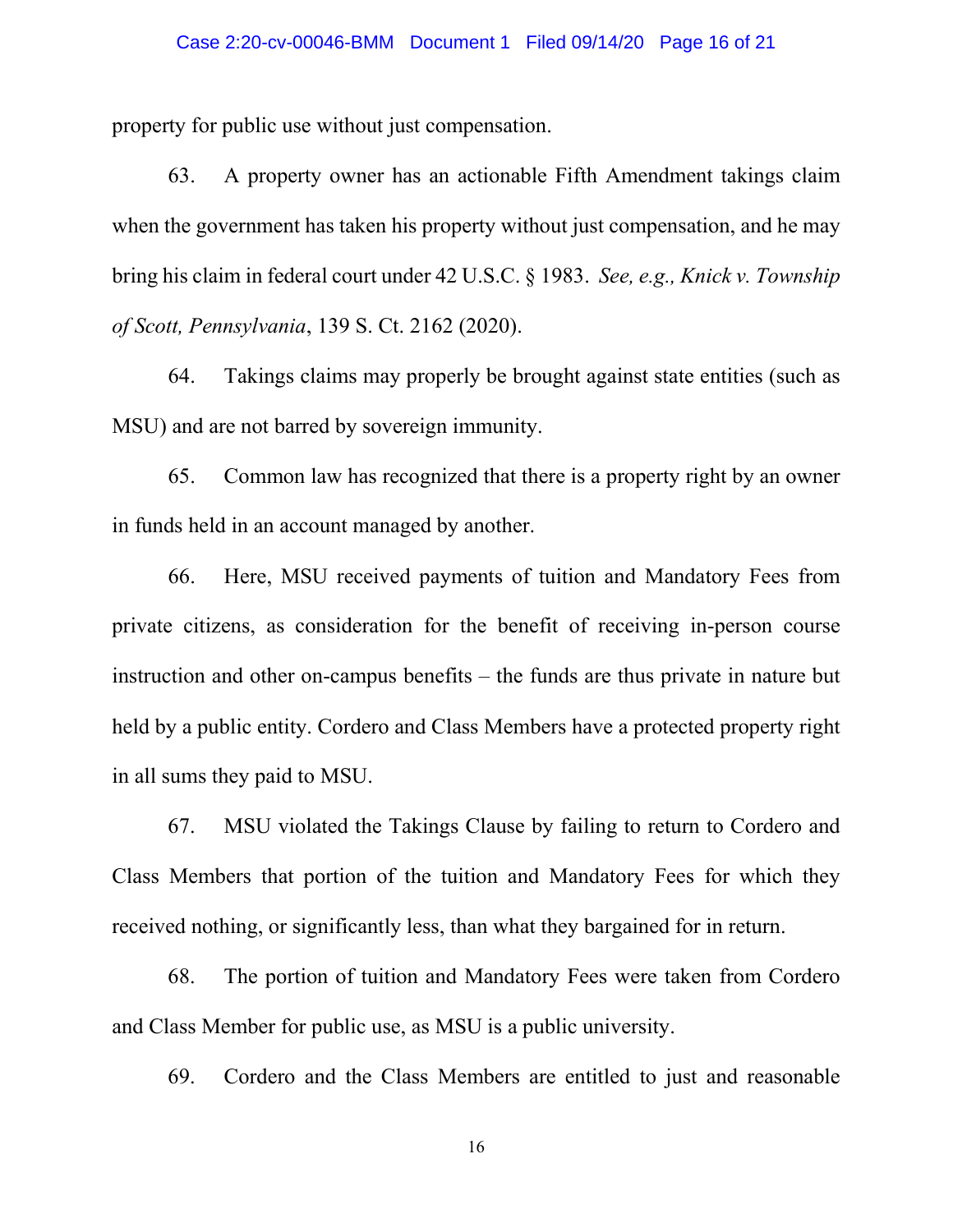property for public use without just compensation.

63. A property owner has an actionable Fifth Amendment takings claim when the government has taken his property without just compensation, and he may bring his claim in federal court under 42 U.S.C. § 1983. *See, e.g., Knick v. Township of Scott, Pennsylvania*, 139 S. Ct. 2162 (2020).

64. Takings claims may properly be brought against state entities (such as MSU) and are not barred by sovereign immunity.

65. Common law has recognized that there is a property right by an owner in funds held in an account managed by another.

66. Here, MSU received payments of tuition and Mandatory Fees from private citizens, as consideration for the benefit of receiving in-person course instruction and other on-campus benefits – the funds are thus private in nature but held by a public entity. Cordero and Class Members have a protected property right in all sums they paid to MSU.

67. MSU violated the Takings Clause by failing to return to Cordero and Class Members that portion of the tuition and Mandatory Fees for which they received nothing, or significantly less, than what they bargained for in return.

68. The portion of tuition and Mandatory Fees were taken from Cordero and Class Member for public use, as MSU is a public university.

69. Cordero and the Class Members are entitled to just and reasonable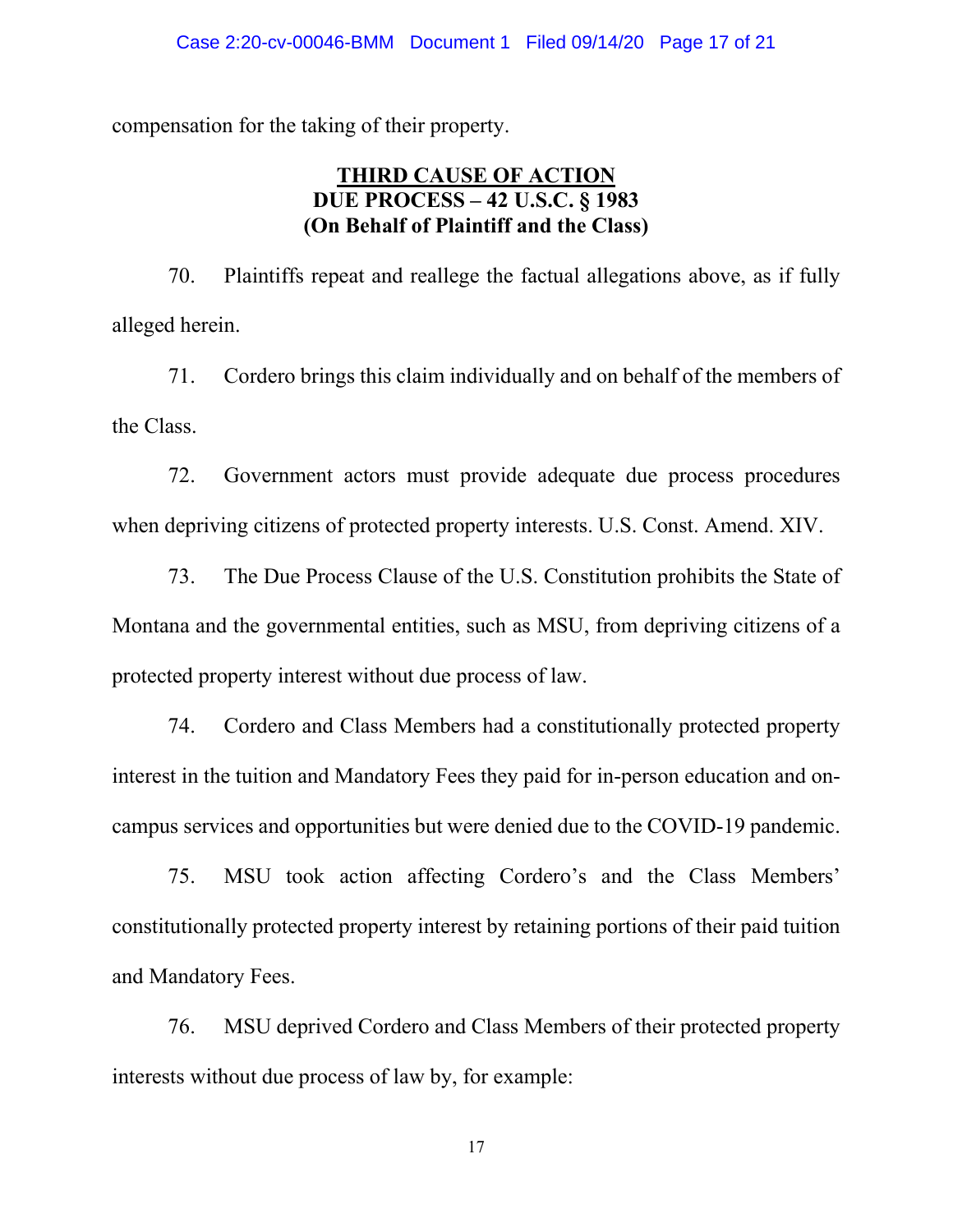compensation for the taking of their property.

## THIRD CAUSE OF ACTION
## DUE PROCESS – 42 U.S.C. § 1983
## (On Behalf of Plaintiff and the Class)

70. Plaintiffs repeat and reallege the factual allegations above, as if fully alleged herein.

71. Cordero brings this claim individually and on behalf of the members of the Class.

72. Government actors must provide adequate due process procedures when depriving citizens of protected property interests. U.S. Const. Amend. XIV.

73. The Due Process Clause of the U.S. Constitution prohibits the State of Montana and the governmental entities, such as MSU, from depriving citizens of a protected property interest without due process of law.

74. Cordero and Class Members had a constitutionally protected property interest in the tuition and Mandatory Fees they paid for in-person education and on-campus services and opportunities but were denied due to the COVID-19 pandemic.

75. MSU took action affecting Cordero's and the Class Members' constitutionally protected property interest by retaining portions of their paid tuition and Mandatory Fees.

76. MSU deprived Cordero and Class Members of their protected property interests without due process of law by, for example: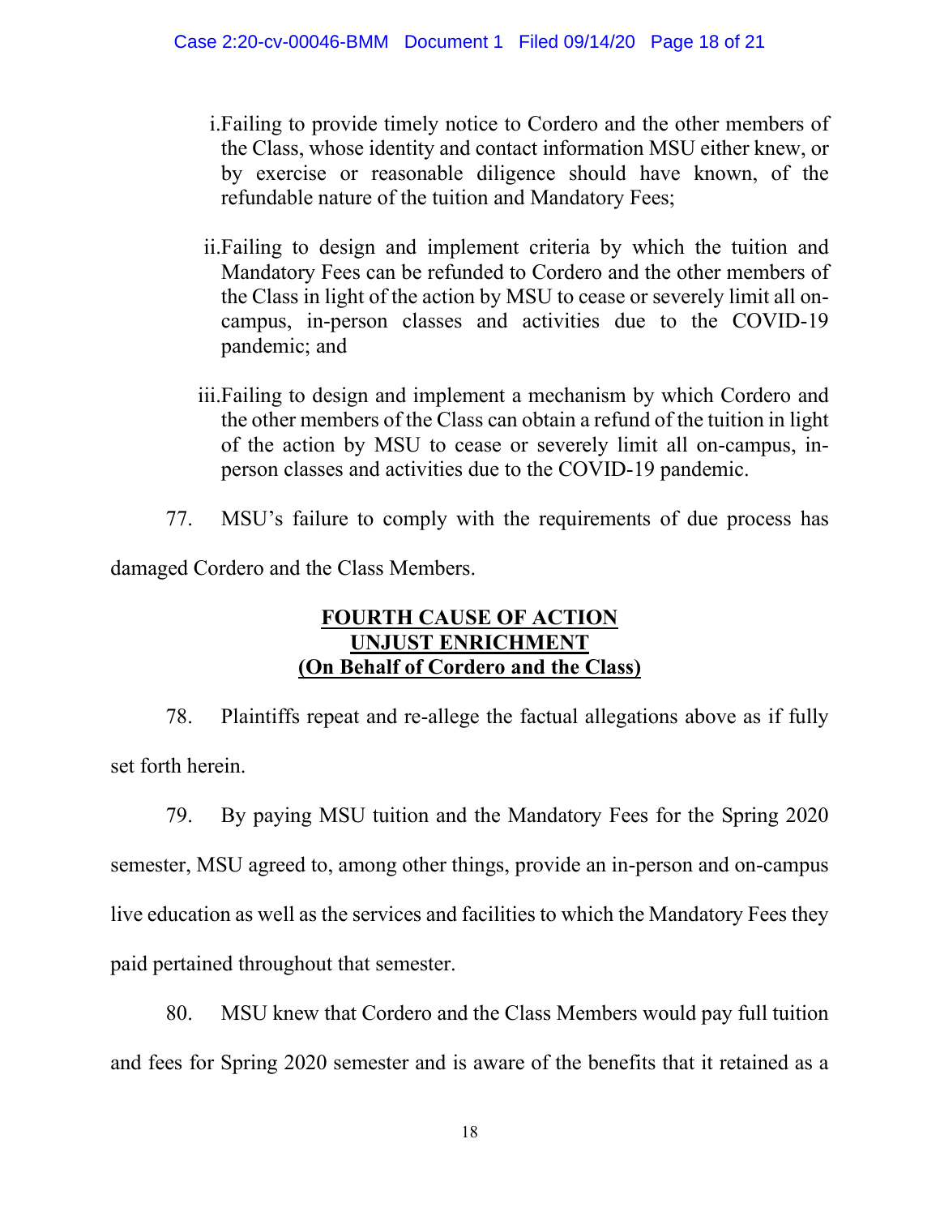i. Failing to provide timely notice to Cordero and the other members of the Class, whose identity and contact information MSU either knew, or by exercise or reasonable diligence should have known, of the refundable nature of the tuition and Mandatory Fees;

ii. Failing to design and implement criteria by which the tuition and Mandatory Fees can be refunded to Cordero and the other members of the Class in light of the action by MSU to cease or severely limit all on-campus, in-person classes and activities due to the COVID-19 pandemic; and

iii. Failing to design and implement a mechanism by which Cordero and the other members of the Class can obtain a refund of the tuition in light of the action by MSU to cease or severely limit all on-campus, in-person classes and activities due to the COVID-19 pandemic.

77. MSU's failure to comply with the requirements of due process has damaged Cordero and the Class Members.

**FOURTH CAUSE OF ACTION**
**UNJUST ENRICHMENT**
**(On Behalf of Cordero and the Class)**

78. Plaintiffs repeat and re-allege the factual allegations above as if fully set forth herein.

79. By paying MSU tuition and the Mandatory Fees for the Spring 2020 semester, MSU agreed to, among other things, provide an in-person and on-campus live education as well as the services and facilities to which the Mandatory Fees they paid pertained throughout that semester.

80. MSU knew that Cordero and the Class Members would pay full tuition and fees for Spring 2020 semester and is aware of the benefits that it retained as a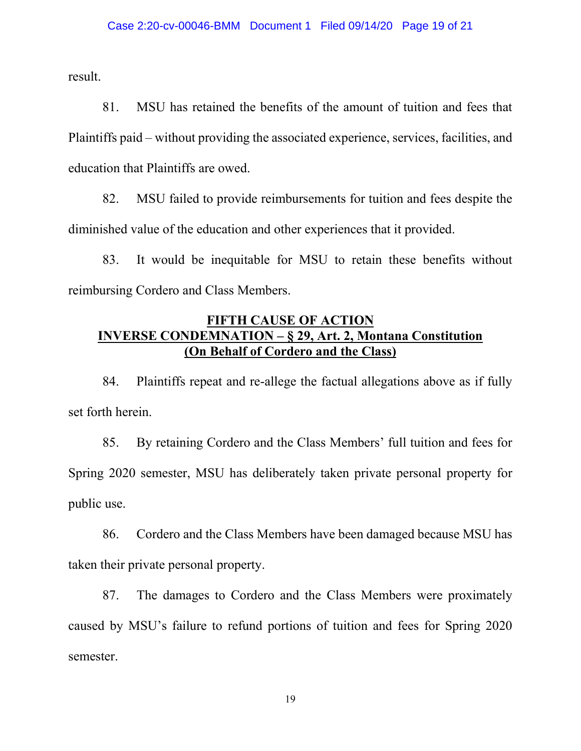result.

81. MSU has retained the benefits of the amount of tuition and fees that Plaintiffs paid – without providing the associated experience, services, facilities, and education that Plaintiffs are owed.

82. MSU failed to provide reimbursements for tuition and fees despite the diminished value of the education and other experiences that it provided.

83. It would be inequitable for MSU to retain these benefits without reimbursing Cordero and Class Members.

**FIFTH CAUSE OF ACTION**
**INVERSE CONDEMNATION – § 29, Art. 2, Montana Constitution**
**(On Behalf of Cordero and the Class)**

84. Plaintiffs repeat and re-allege the factual allegations above as if fully set forth herein.

85. By retaining Cordero and the Class Members' full tuition and fees for Spring 2020 semester, MSU has deliberately taken private personal property for public use.

86. Cordero and the Class Members have been damaged because MSU has taken their private personal property.

87. The damages to Cordero and the Class Members were proximately caused by MSU's failure to refund portions of tuition and fees for Spring 2020 semester.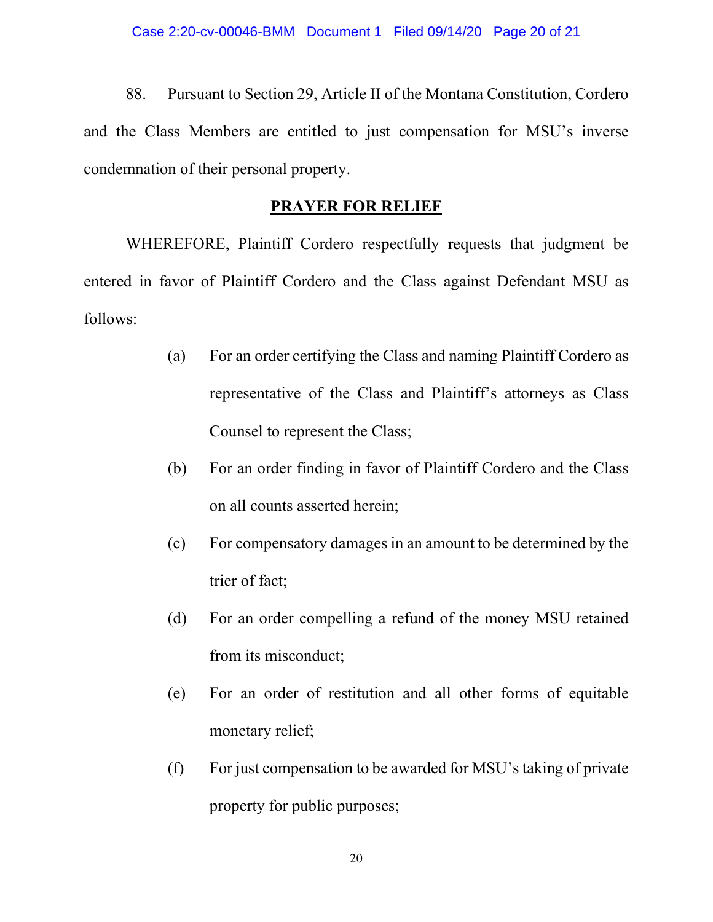88. Pursuant to Section 29, Article II of the Montana Constitution, Cordero and the Class Members are entitled to just compensation for MSU's inverse condemnation of their personal property.

## PRAYER FOR RELIEF

WHEREFORE, Plaintiff Cordero respectfully requests that judgment be entered in favor of Plaintiff Cordero and the Class against Defendant MSU as follows:

(a) For an order certifying the Class and naming Plaintiff Cordero as representative of the Class and Plaintiff's attorneys as Class Counsel to represent the Class;

(b) For an order finding in favor of Plaintiff Cordero and the Class on all counts asserted herein;

(c) For compensatory damages in an amount to be determined by the trier of fact;

(d) For an order compelling a refund of the money MSU retained from its misconduct;

(e) For an order of restitution and all other forms of equitable monetary relief;

(f) For just compensation to be awarded for MSU's taking of private property for public purposes;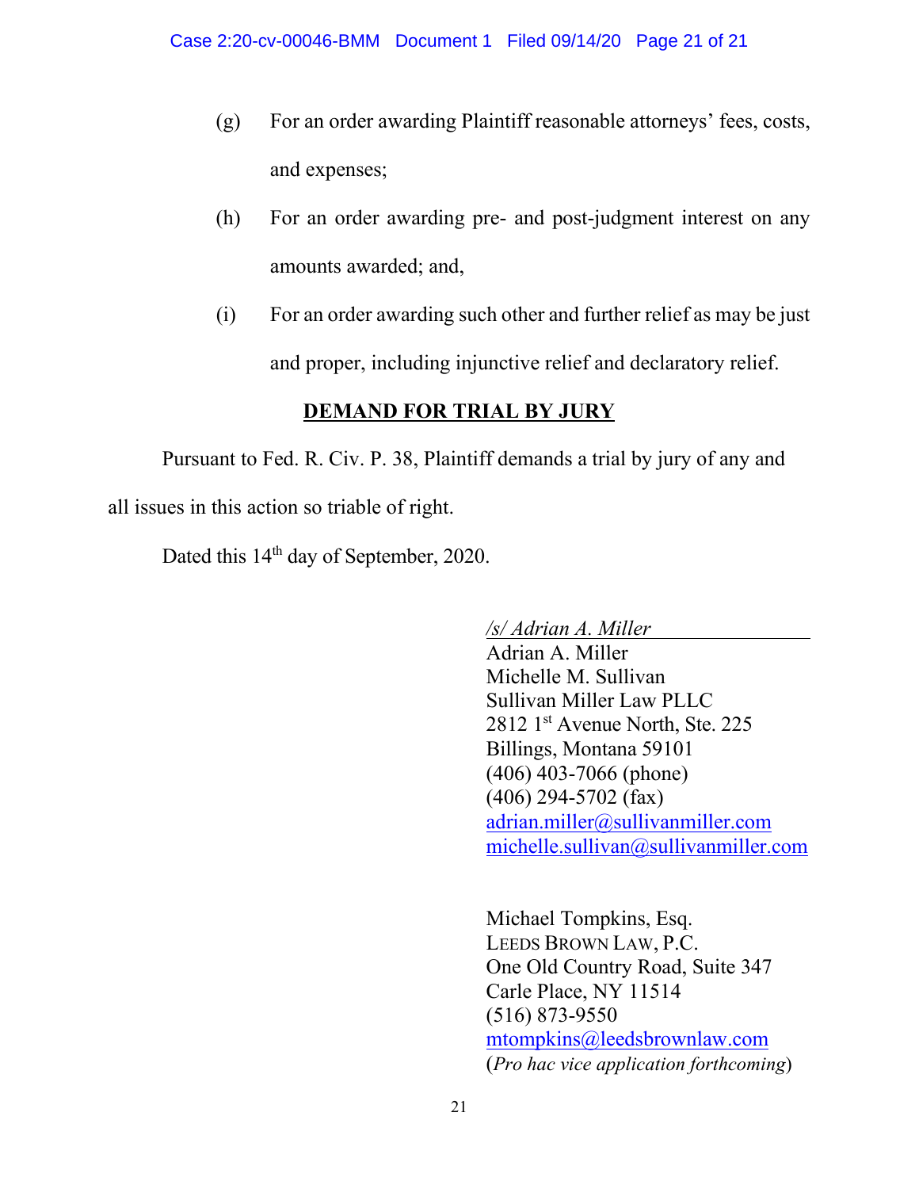(g) For an order awarding Plaintiff reasonable attorneys' fees, costs, and expenses;

(h) For an order awarding pre- and post-judgment interest on any amounts awarded; and,

(i) For an order awarding such other and further relief as may be just and proper, including injunctive relief and declaratory relief.

**DEMAND FOR TRIAL BY JURY**

Pursuant to Fed. R. Civ. P. 38, Plaintiff demands a trial by jury of any and all issues in this action so triable of right.

Dated this 14th day of September, 2020.

*/s/ Adrian A. Miller*
Adrian A. Miller
Michelle M. Sullivan
Sullivan Miller Law PLLC
2812 1st Avenue North, Ste. 225
Billings, Montana 59101
(406) 403-7066 (phone)
(406) 294-5702 (fax)
adrian.miller@sullivanmiller.com
michelle.sullivan@sullivanmiller.com

Michael Tompkins, Esq.
LEEDS BROWN LAW, P.C.
One Old Country Road, Suite 347
Carle Place, NY 11514
(516) 873-9550
mtompkins@leedsbrownlaw.com
(*Pro hac vice application forthcoming*)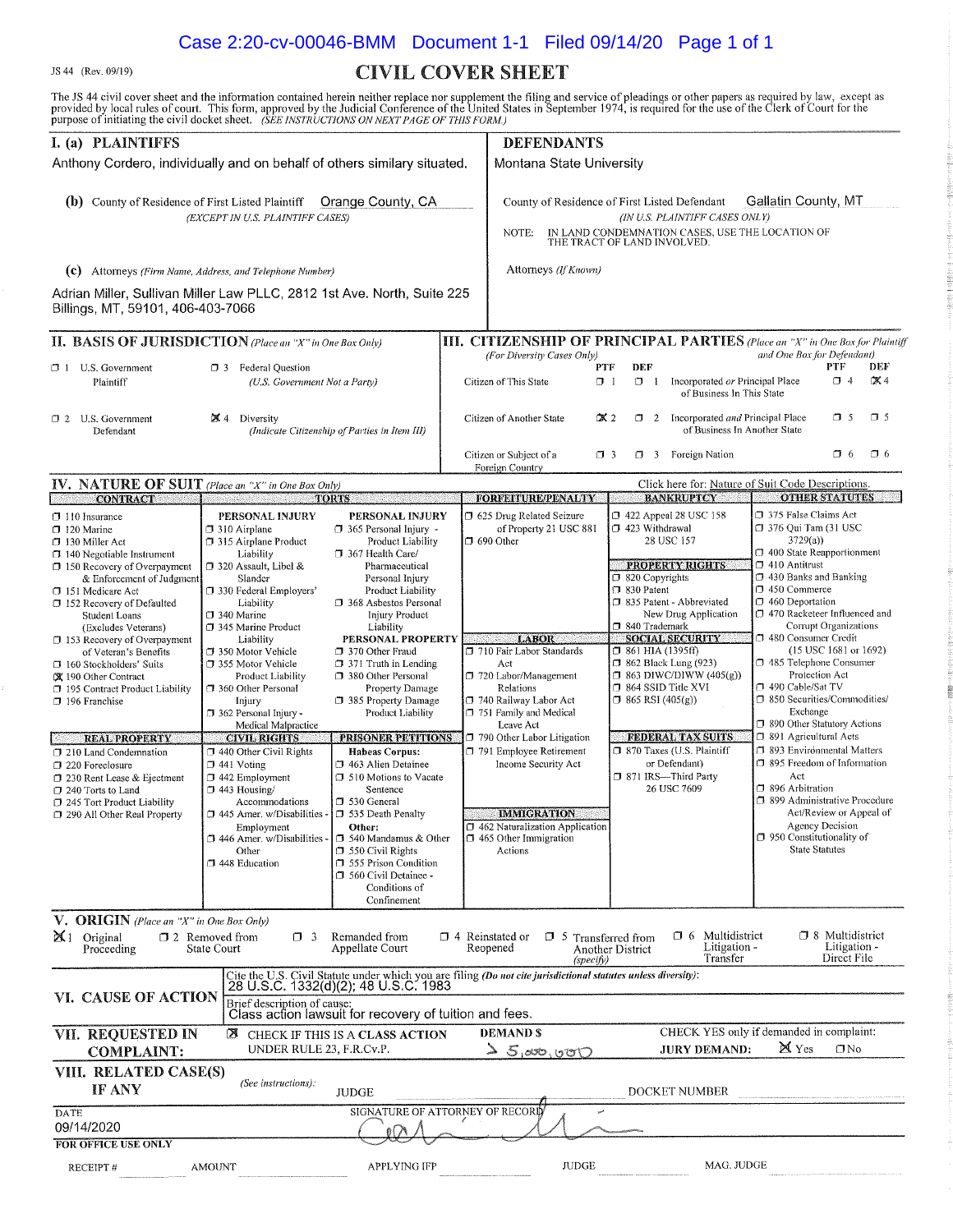Case 2:20-cv-00046-BMM Document 1-1 Filed 09/14/20 Page 1 of 1

JS 44 (Rev. 09/19)

# CIVIL COVER SHEET

The JS 44 civil cover sheet and the information contained herein neither replace nor supplement the filing and service of pleadings or other papers as required by law, except as provided by local rules of court. This form, approved by the Judicial Conference of the United States in September 1974, is required for the use of the Clerk of Court for the purpose of initiating the civil docket sheet. *(SEE INSTRUCTIONS ON NEXT PAGE OF THIS FORM.)*

## I. (a) PLAINTIFFS

Anthony Cordero, individually and on behalf of others similary situated.

**DEFENDANTS**

Montana State University

**(b)** County of Residence of First Listed Plaintiff: Orange County, CA
*(EXCEPT IN U.S. PLAINTIFF CASES)*

County of Residence of First Listed Defendant: Gallatin County, MT
*(IN U.S. PLAINTIFF CASES ONLY)*

NOTE: IN LAND CONDEMNATION CASES, USE THE LOCATION OF THE TRACT OF LAND INVOLVED.

**(c)** Attorneys *(Firm Name, Address, and Telephone Number)*

Adrian Miller, Sullivan Miller Law PLLC, 2812 1st Ave. North, Suite 225
Billings, MT, 59101, 406-403-7066

Attorneys *(If Known)*

## II. BASIS OF JURISDICTION *(Place an "X" in One Box Only)*

- ☐ 1 U.S. Government Plaintiff
- ☐ 3 Federal Question *(U.S. Government Not a Party)*
- ☐ 2 U.S. Government Defendant
- ☒ 4 Diversity *(Indicate Citizenship of Parties in Item III)*

## III. CITIZENSHIP OF PRINCIPAL PARTIES *(Place an "X" in One Box for Plaintiff and One Box for Defendant)* *(For Diversity Cases Only)*

| | PTF | DEF | | PTF | DEF |
|---|---|---|---|---|---|
| Citizen of This State | ☐ 1 | ☐ 1 | Incorporated *or* Principal Place of Business In This State | ☐ 4 | ☒ 4 |
| Citizen of Another State | ☒ 2 | ☐ 2 | Incorporated *and* Principal Place of Business In Another State | ☐ 5 | ☐ 5 |
| Citizen or Subject of a Foreign Country | ☐ 3 | ☐ 3 | Foreign Nation | ☐ 6 | ☐ 6 |

## IV. NATURE OF SUIT *(Place an "X" in One Box Only)*

Click here for: Nature of Suit Code Descriptions.

**CONTRACT**
- ☐ 110 Insurance
- ☐ 120 Marine
- ☐ 130 Miller Act
- ☐ 140 Negotiable Instrument
- ☐ 150 Recovery of Overpayment & Enforcement of Judgment
- ☐ 151 Medicare Act
- ☐ 152 Recovery of Defaulted Student Loans (Excludes Veterans)
- ☐ 153 Recovery of Overpayment of Veteran's Benefits
- ☐ 160 Stockholders' Suits
- ☒ 190 Other Contract
- ☐ 195 Contract Product Liability
- ☐ 196 Franchise

**REAL PROPERTY**
- ☐ 210 Land Condemnation
- ☐ 220 Foreclosure
- ☐ 230 Rent Lease & Ejectment
- ☐ 240 Torts to Land
- ☐ 245 Tort Product Liability
- ☐ 290 All Other Real Property

**TORTS — PERSONAL INJURY**
- ☐ 310 Airplane
- ☐ 315 Airplane Product Liability
- ☐ 320 Assault, Libel & Slander
- ☐ 330 Federal Employers' Liability
- ☐ 340 Marine
- ☐ 345 Marine Product Liability
- ☐ 350 Motor Vehicle
- ☐ 355 Motor Vehicle Product Liability
- ☐ 360 Other Personal Injury
- ☐ 362 Personal Injury - Medical Malpractice

**PERSONAL INJURY**
- ☐ 365 Personal Injury - Product Liability
- ☐ 367 Health Care/ Pharmaceutical Personal Injury Product Liability
- ☐ 368 Asbestos Personal Injury Product Liability

**PERSONAL PROPERTY**
- ☐ 370 Other Fraud
- ☐ 371 Truth in Lending
- ☐ 380 Other Personal Property Damage
- ☐ 385 Property Damage Product Liability

**CIVIL RIGHTS**
- ☐ 440 Other Civil Rights
- ☐ 441 Voting
- ☐ 442 Employment
- ☐ 443 Housing/ Accommodations
- ☐ 445 Amer. w/Disabilities - Employment
- ☐ 446 Amer. w/Disabilities - Other
- ☐ 448 Education

**PRISONER PETITIONS**
Habeas Corpus:
- ☐ 463 Alien Detainee
- ☐ 510 Motions to Vacate Sentence
- ☐ 530 General
- ☐ 535 Death Penalty

Other:
- ☐ 540 Mandamus & Other
- ☐ 550 Civil Rights
- ☐ 555 Prison Condition
- ☐ 560 Civil Detainee - Conditions of Confinement

**FORFEITURE/PENALTY**
- ☐ 625 Drug Related Seizure of Property 21 USC 881
- ☐ 690 Other

**LABOR**
- ☐ 710 Fair Labor Standards Act
- ☐ 720 Labor/Management Relations
- ☐ 740 Railway Labor Act
- ☐ 751 Family and Medical Leave Act
- ☐ 790 Other Labor Litigation
- ☐ 791 Employee Retirement Income Security Act

**IMMIGRATION**
- ☐ 462 Naturalization Application
- ☐ 465 Other Immigration Actions

**BANKRUPTCY**
- ☐ 422 Appeal 28 USC 158
- ☐ 423 Withdrawal 28 USC 157

**PROPERTY RIGHTS**
- ☐ 820 Copyrights
- ☐ 830 Patent
- ☐ 835 Patent - Abbreviated New Drug Application
- ☐ 840 Trademark

**SOCIAL SECURITY**
- ☐ 861 HIA (1395ff)
- ☐ 862 Black Lung (923)
- ☐ 863 DIWC/DIWW (405(g))
- ☐ 864 SSID Title XVI
- ☐ 865 RSI (405(g))

**FEDERAL TAX SUITS**
- ☐ 870 Taxes (U.S. Plaintiff or Defendant)
- ☐ 871 IRS—Third Party 26 USC 7609

**OTHER STATUTES**
- ☐ 375 False Claims Act
- ☐ 376 Qui Tam (31 USC 3729(a))
- ☐ 400 State Reapportionment
- ☐ 410 Antitrust
- ☐ 430 Banks and Banking
- ☐ 450 Commerce
- ☐ 460 Deportation
- ☐ 470 Racketeer Influenced and Corrupt Organizations
- ☐ 480 Consumer Credit (15 USC 1681 or 1692)
- ☐ 485 Telephone Consumer Protection Act
- ☐ 490 Cable/Sat TV
- ☐ 850 Securities/Commodities/ Exchange
- ☐ 890 Other Statutory Actions
- ☐ 891 Agricultural Acts
- ☐ 893 Environmental Matters
- ☐ 895 Freedom of Information Act
- ☐ 896 Arbitration
- ☐ 899 Administrative Procedure Act/Review or Appeal of Agency Decision
- ☐ 950 Constitutionality of State Statutes

## V. ORIGIN *(Place an "X" in One Box Only)*

- ☒ 1 Original Proceeding
- ☐ 2 Removed from State Court
- ☐ 3 Remanded from Appellate Court
- ☐ 4 Reinstated or Reopened
- ☐ 5 Transferred from Another District *(specify)*
- ☐ 6 Multidistrict Litigation - Transfer
- ☐ 8 Multidistrict Litigation - Direct File

## VI. CAUSE OF ACTION

Cite the U.S. Civil Statute under which you are filing *(Do not cite jurisdictional statutes unless diversity)*:
28 U.S.C. 1332(d)(2); 48 U.S.C. 1983

Brief description of cause:
Class action lawsuit for recovery of tuition and fees.

## VII. REQUESTED IN COMPLAINT:

☒ CHECK IF THIS IS A CLASS ACTION UNDER RULE 23, F.R.Cv.P.

DEMAND $ > 5,000,000

CHECK YES only if demanded in complaint:
JURY DEMAND: ☒ Yes ☐ No

## VIII. RELATED CASE(S) IF ANY

*(See instructions)*: JUDGE DOCKET NUMBER

DATE: 09/14/2020

SIGNATURE OF ATTORNEY OF RECORD

**FOR OFFICE USE ONLY**

RECEIPT # AMOUNT APPLYING IFP JUDGE MAG. JUDGE